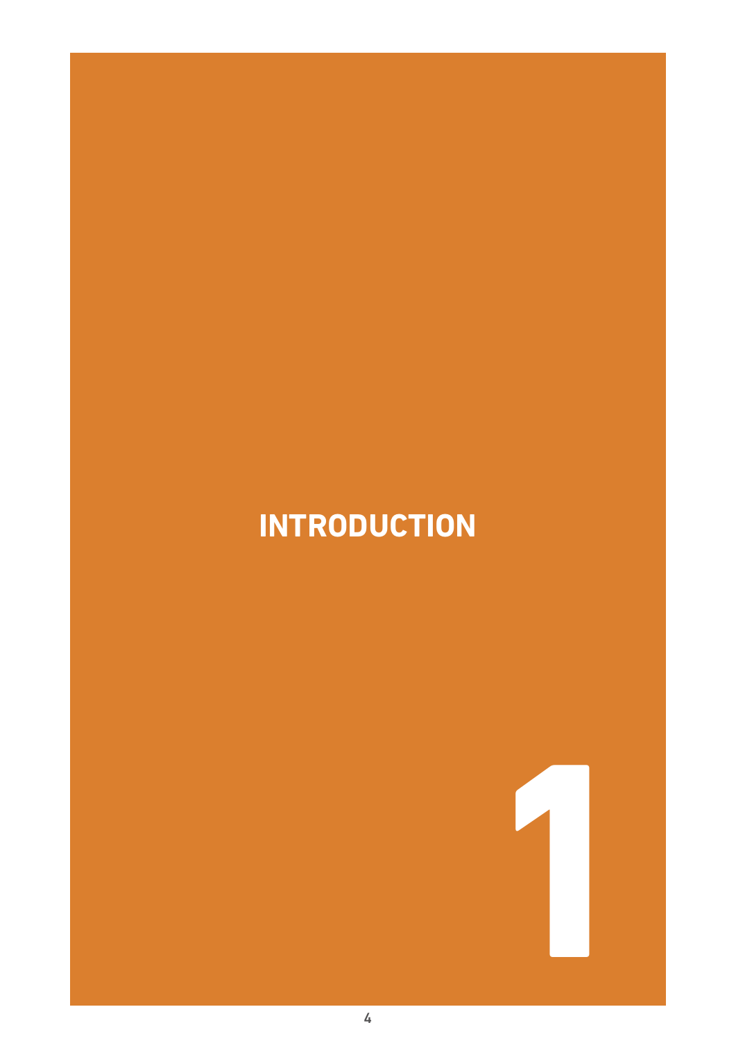# INTRODUCTION

# 1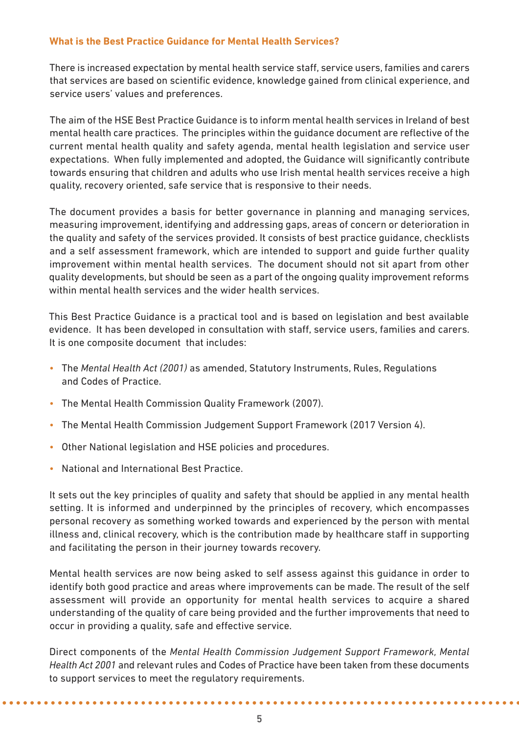## What is the Best Practice Guidance for Mental Health Services?

There is increased expectation by mental health service staff, service users, families and carers that services are based on scientific evidence, knowledge gained from clinical experience, and service users' values and preferences.

The aim of the HSE Best Practice Guidance is to inform mental health services in Ireland of best mental health care practices. The principles within the guidance document are reflective of the current mental health quality and safety agenda, mental health legislation and service user expectations. When fully implemented and adopted, the Guidance will significantly contribute towards ensuring that children and adults who use Irish mental health services receive a high quality, recovery oriented, safe service that is responsive to their needs.

The document provides a basis for better governance in planning and managing services, measuring improvement, identifying and addressing gaps, areas of concern or deterioration in the quality and safety of the services provided. It consists of best practice guidance, checklists and a self assessment framework, which are intended to support and guide further quality improvement within mental health services. The document should not sit apart from other quality developments, but should be seen as a part of the ongoing quality improvement reforms within mental health services and the wider health services.

This Best Practice Guidance is a practical tool and is based on legislation and best available evidence. It has been developed in consultation with staff, service users, families and carers. It is one composite document that includes:

- The *Mental Health Act (2001)* as amended, Statutory Instruments, Rules, Regulations and Codes of Practice.
- The Mental Health Commission Quality Framework (2007).
- The Mental Health Commission Judgement Support Framework (2017 Version 4).
- Other National legislation and HSE policies and procedures.
- National and International Best Practice.

It sets out the key principles of quality and safety that should be applied in any mental health setting. It is informed and underpinned by the principles of recovery, which encompasses personal recovery as something worked towards and experienced by the person with mental illness and, clinical recovery, which is the contribution made by healthcare staff in supporting and facilitating the person in their journey towards recovery.

Mental health services are now being asked to self assess against this guidance in order to identify both good practice and areas where improvements can be made. The result of the self assessment will provide an opportunity for mental health services to acquire a shared understanding of the quality of care being provided and the further improvements that need to occur in providing a quality, safe and effective service.

Direct components of the *Mental Health Commission Judgement Support Framework, Mental Health Act 2001* and relevant rules and Codes of Practice have been taken from these documents to support services to meet the regulatory requirements.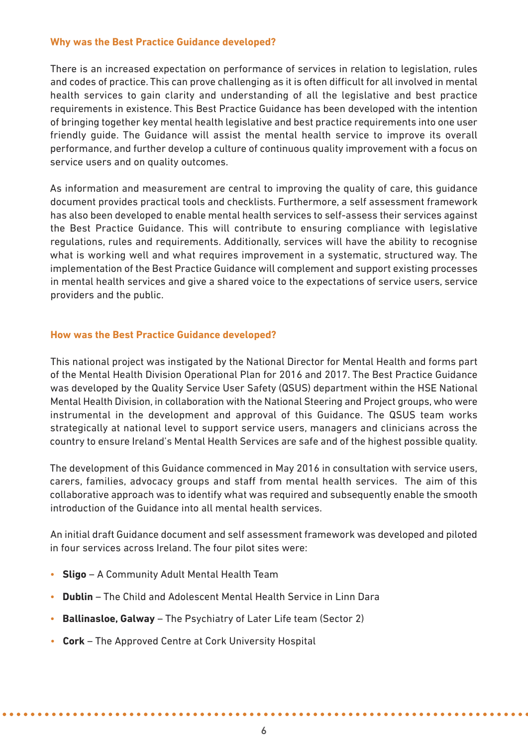### Why was the Best Practice Guidance developed?

There is an increased expectation on performance of services in relation to legislation, rules and codes of practice. This can prove challenging as it is often difficult for all involved in mental health services to gain clarity and understanding of all the legislative and best practice requirements in existence. This Best Practice Guidance has been developed with the intention of bringing together key mental health legislative and best practice requirements into one user friendly guide. The Guidance will assist the mental health service to improve its overall performance, and further develop a culture of continuous quality improvement with a focus on service users and on quality outcomes.

As information and measurement are central to improving the quality of care, this guidance document provides practical tools and checklists. Furthermore, a self assessment framework has also been developed to enable mental health services to self-assess their services against the Best Practice Guidance. This will contribute to ensuring compliance with legislative regulations, rules and requirements. Additionally, services will have the ability to recognise what is working well and what requires improvement in a systematic, structured way. The implementation of the Best Practice Guidance will complement and support existing processes in mental health services and give a shared voice to the expectations of service users, service providers and the public.

### How was the Best Practice Guidance developed?

This national project was instigated by the National Director for Mental Health and forms part of the Mental Health Division Operational Plan for 2016 and 2017. The Best Practice Guidance was developed by the Quality Service User Safety (QSUS) department within the HSE National Mental Health Division, in collaboration with the National Steering and Project groups, who were instrumental in the development and approval of this Guidance. The QSUS team works strategically at national level to support service users, managers and clinicians across the country to ensure Ireland's Mental Health Services are safe and of the highest possible quality.

The development of this Guidance commenced in May 2016 in consultation with service users, carers, families, advocacy groups and staff from mental health services. The aim of this collaborative approach was to identify what was required and subsequently enable the smooth introduction of the Guidance into all mental health services.

An initial draft Guidance document and self assessment framework was developed and piloted in four services across Ireland. The four pilot sites were:

- **Sligo** – A Community Adult Mental Health Team
- **Dublin** – The Child and Adolescent Mental Health Service in Linn Dara
- **Ballinasloe, Galway** – The Psychiatry of Later Life team (Sector 2)
- **Cork** – The Approved Centre at Cork University Hospital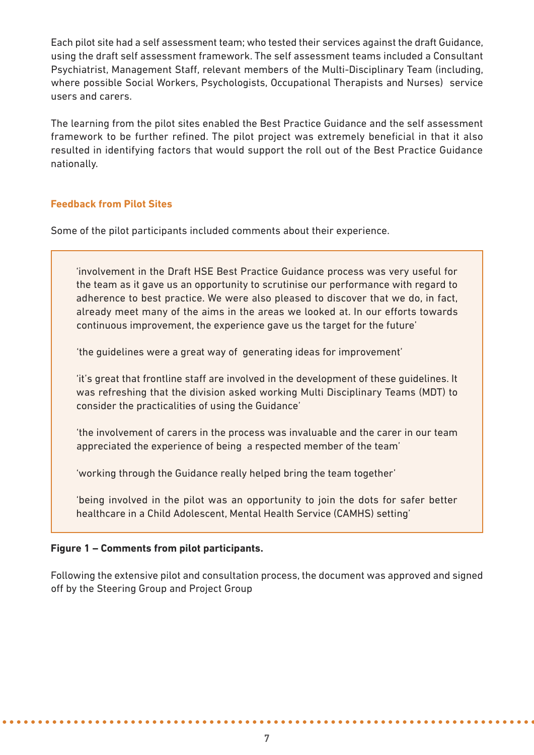Each pilot site had a self assessment team; who tested their services against the draft Guidance, using the draft self assessment framework. The self assessment teams included a Consultant Psychiatrist, Management Staff, relevant members of the Multi-Disciplinary Team (including, where possible Social Workers, Psychologists, Occupational Therapists and Nurses) service users and carers.

The learning from the pilot sites enabled the Best Practice Guidance and the self assessment framework to be further refined. The pilot project was extremely beneficial in that it also resulted in identifying factors that would support the roll out of the Best Practice Guidance nationally.

### Feedback from Pilot Sites

Some of the pilot participants included comments about their experience.

> 'involvement in the Draft HSE Best Practice Guidance process was very useful for the team as it gave us an opportunity to scrutinise our performance with regard to adherence to best practice. We were also pleased to discover that we do, in fact, already meet many of the aims in the areas we looked at. In our efforts towards continuous improvement, the experience gave us the target for the future'
>
> 'the guidelines were a great way of generating ideas for improvement'
>
> 'it's great that frontline staff are involved in the development of these guidelines. It was refreshing that the division asked working Multi Disciplinary Teams (MDT) to consider the practicalities of using the Guidance'
>
> 'the involvement of carers in the process was invaluable and the carer in our team appreciated the experience of being a respected member of the team'
>
> 'working through the Guidance really helped bring the team together'
>
> 'being involved in the pilot was an opportunity to join the dots for safer better healthcare in a Child Adolescent, Mental Health Service (CAMHS) setting'

**Figure 1 – Comments from pilot participants.**

Following the extensive pilot and consultation process, the document was approved and signed off by the Steering Group and Project Group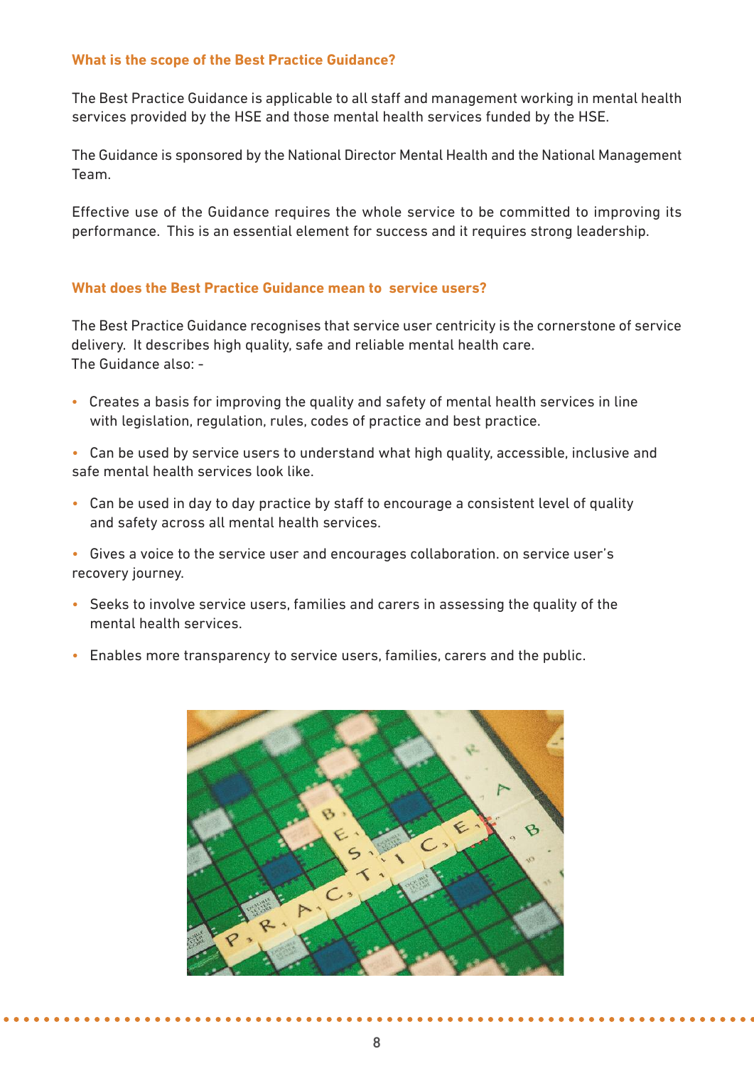## What is the scope of the Best Practice Guidance?

The Best Practice Guidance is applicable to all staff and management working in mental health services provided by the HSE and those mental health services funded by the HSE.

The Guidance is sponsored by the National Director Mental Health and the National Management Team.

Effective use of the Guidance requires the whole service to be committed to improving its performance. This is an essential element for success and it requires strong leadership.

## What does the Best Practice Guidance mean to service users?

The Best Practice Guidance recognises that service user centricity is the cornerstone of service delivery. It describes high quality, safe and reliable mental health care.
The Guidance also: -

- Creates a basis for improving the quality and safety of mental health services in line with legislation, regulation, rules, codes of practice and best practice.
- Can be used by service users to understand what high quality, accessible, inclusive and safe mental health services look like.
- Can be used in day to day practice by staff to encourage a consistent level of quality and safety across all mental health services.
- Gives a voice to the service user and encourages collaboration. on service user's recovery journey.
- Seeks to involve service users, families and carers in assessing the quality of the mental health services.
- Enables more transparency to service users, families, carers and the public.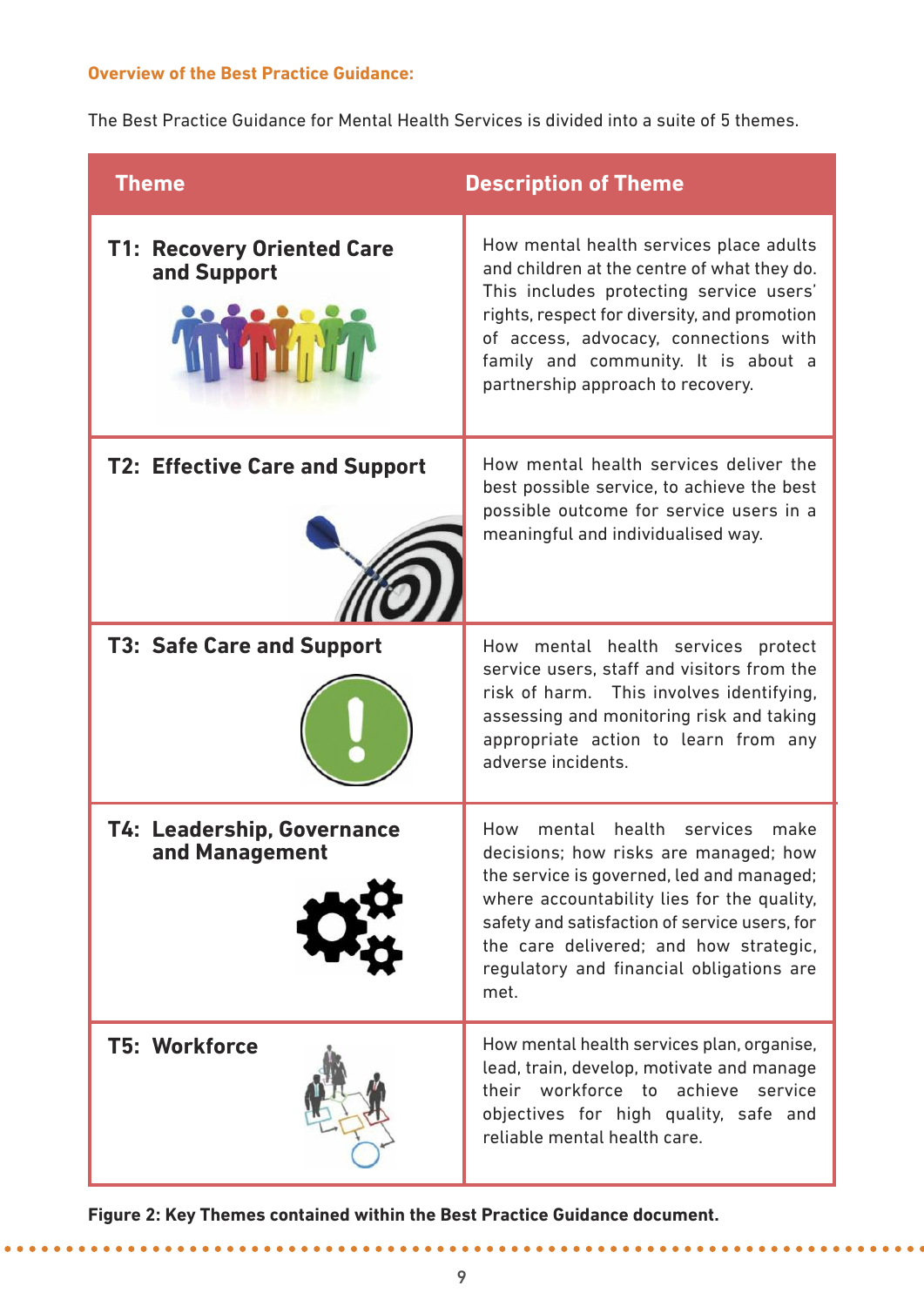**Overview of the Best Practice Guidance:**

The Best Practice Guidance for Mental Health Services is divided into a suite of 5 themes.

| Theme | Description of Theme |
| --- | --- |
| **T1: Recovery Oriented Care and Support** | How mental health services place adults and children at the centre of what they do. This includes protecting service users' rights, respect for diversity, and promotion of access, advocacy, connections with family and community. It is about a partnership approach to recovery. |
| **T2: Effective Care and Support** | How mental health services deliver the best possible service, to achieve the best possible outcome for service users in a meaningful and individualised way. |
| **T3: Safe Care and Support** | How mental health services protect service users, staff and visitors from the risk of harm. This involves identifying, assessing and monitoring risk and taking appropriate action to learn from any adverse incidents. |
| **T4: Leadership, Governance and Management** | How mental health services make decisions; how risks are managed; how the service is governed, led and managed; where accountability lies for the quality, safety and satisfaction of service users, for the care delivered; and how strategic, regulatory and financial obligations are met. |
| **T5: Workforce** | How mental health services plan, organise, lead, train, develop, motivate and manage their workforce to achieve service objectives for high quality, safe and reliable mental health care. |

**Figure 2: Key Themes contained within the Best Practice Guidance document.**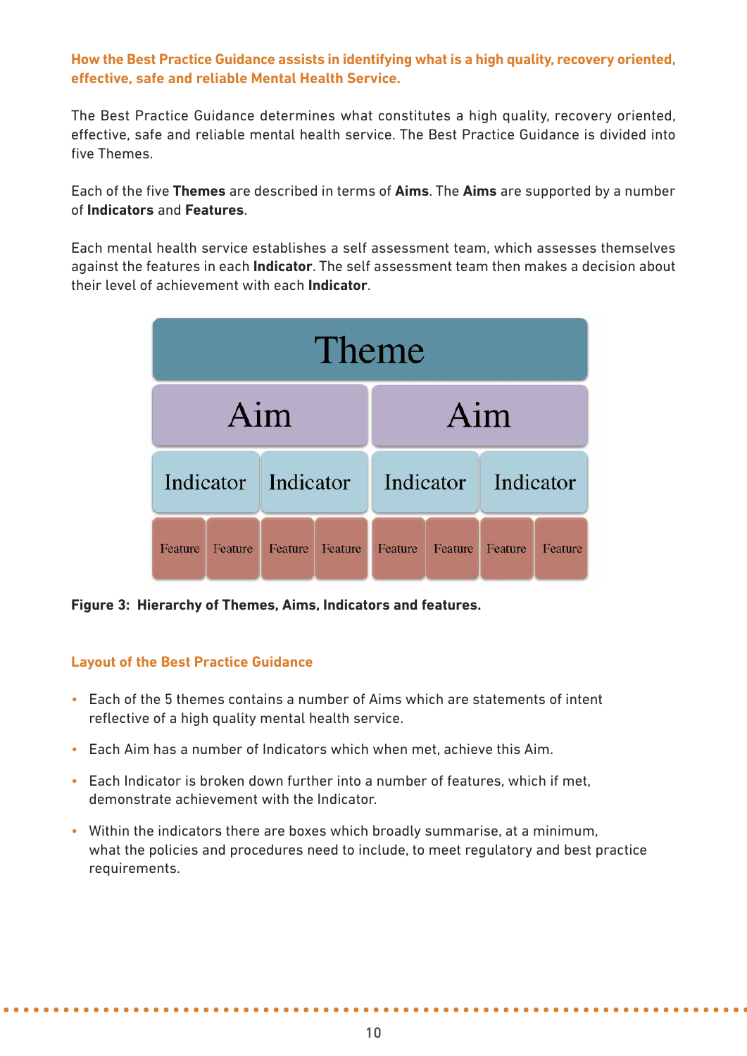## How the Best Practice Guidance assists in identifying what is a high quality, recovery oriented, effective, safe and reliable Mental Health Service.

The Best Practice Guidance determines what constitutes a high quality, recovery oriented, effective, safe and reliable mental health service. The Best Practice Guidance is divided into five Themes.

Each of the five **Themes** are described in terms of **Aims**. The **Aims** are supported by a number of **Indicators** and **Features**.

Each mental health service establishes a self assessment team, which assesses themselves against the features in each **Indicator**. The self assessment team then makes a decision about their level of achievement with each **Indicator**.

| Theme | | | | | | | |
|---|---|---|---|---|---|---|---|
| Aim | | | | Aim | | | |
| Indicator | | Indicator | | Indicator | | Indicator | |
| Feature | Feature | Feature | Feature | Feature | Feature | Feature | Feature |

**Figure 3: Hierarchy of Themes, Aims, Indicators and features.**

## Layout of the Best Practice Guidance

- Each of the 5 themes contains a number of Aims which are statements of intent reflective of a high quality mental health service.
- Each Aim has a number of Indicators which when met, achieve this Aim.
- Each Indicator is broken down further into a number of features, which if met, demonstrate achievement with the Indicator.
- Within the indicators there are boxes which broadly summarise, at a minimum, what the policies and procedures need to include, to meet regulatory and best practice requirements.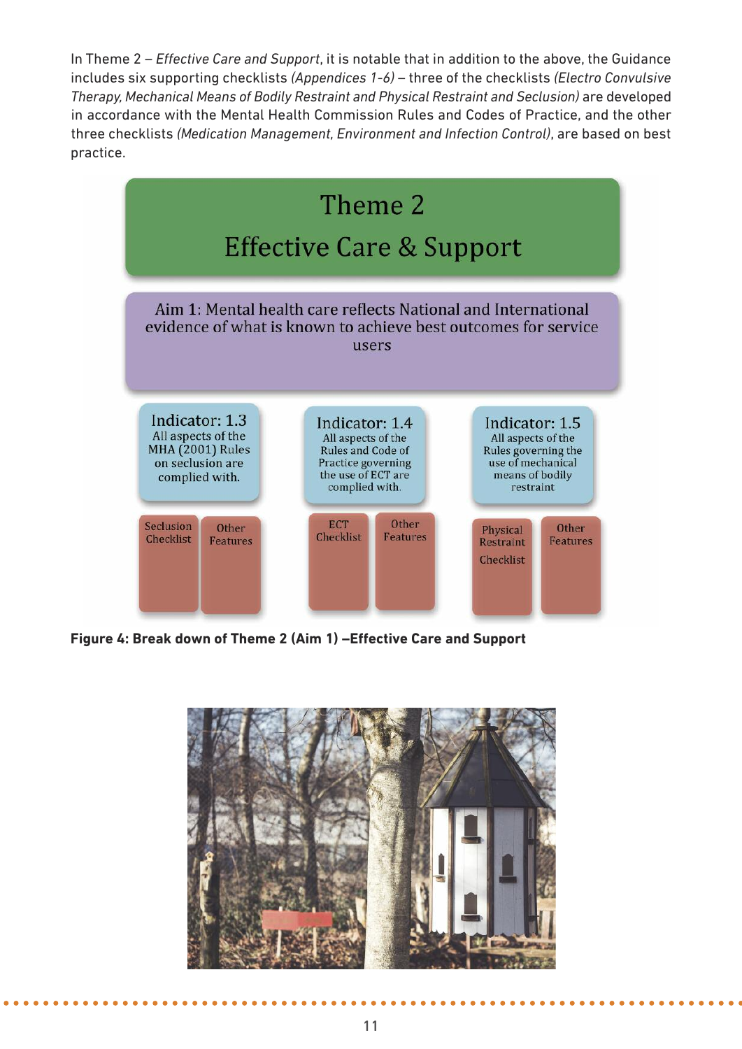In Theme 2 – *Effective Care and Support*, it is notable that in addition to the above, the Guidance includes six supporting checklists *(Appendices 1-6)* – three of the checklists *(Electro Convulsive Therapy, Mechanical Means of Bodily Restraint and Physical Restraint and Seclusion)* are developed in accordance with the Mental Health Commission Rules and Codes of Practice, and the other three checklists *(Medication Management, Environment and Infection Control)*, are based on best practice.

Theme 2

Effective Care & Support

Aim 1: Mental health care reflects National and International evidence of what is known to achieve best outcomes for service users

Indicator: 1.3 All aspects of the MHA (2001) Rules on seclusion are complied with.

- Seclusion Checklist
- Other Features

Indicator: 1.4 All aspects of the Rules and Code of Practice governing the use of ECT are complied with.

- ECT Checklist
- Other Features

Indicator: 1.5 All aspects of the Rules governing the use of mechanical means of bodily restraint

- Physical Restraint Checklist
- Other Features

**Figure 4: Break down of Theme 2 (Aim 1) –Effective Care and Support**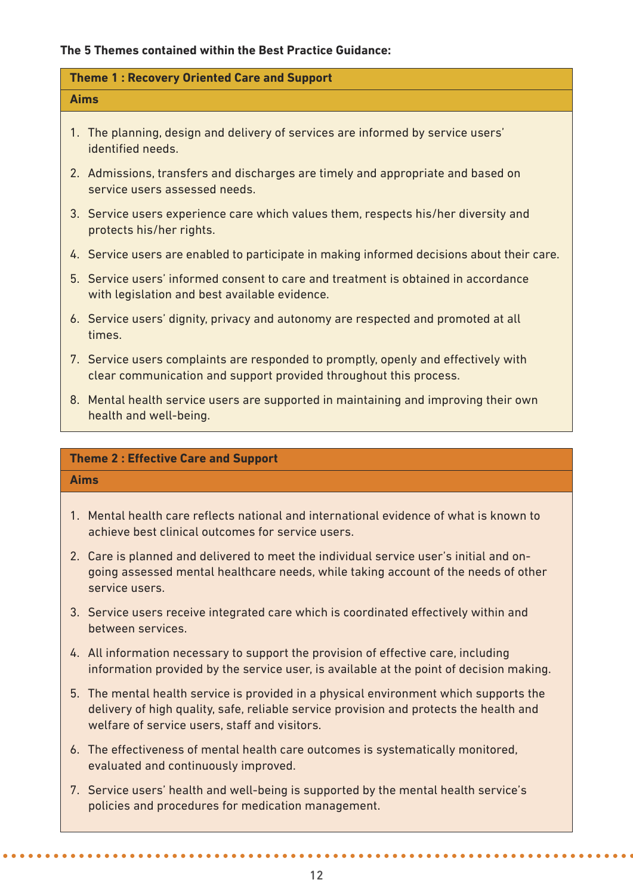**The 5 Themes contained within the Best Practice Guidance:**

### Theme 1 : Recovery Oriented Care and Support

**Aims**

1. The planning, design and delivery of services are informed by service users' identified needs.
2. Admissions, transfers and discharges are timely and appropriate and based on service users assessed needs.
3. Service users experience care which values them, respects his/her diversity and protects his/her rights.
4. Service users are enabled to participate in making informed decisions about their care.
5. Service users' informed consent to care and treatment is obtained in accordance with legislation and best available evidence.
6. Service users' dignity, privacy and autonomy are respected and promoted at all times.
7. Service users complaints are responded to promptly, openly and effectively with clear communication and support provided throughout this process.
8. Mental health service users are supported in maintaining and improving their own health and well-being.

### Theme 2 : Effective Care and Support

**Aims**

1. Mental health care reflects national and international evidence of what is known to achieve best clinical outcomes for service users.
2. Care is planned and delivered to meet the individual service user's initial and on-going assessed mental healthcare needs, while taking account of the needs of other service users.
3. Service users receive integrated care which is coordinated effectively within and between services.
4. All information necessary to support the provision of effective care, including information provided by the service user, is available at the point of decision making.
5. The mental health service is provided in a physical environment which supports the delivery of high quality, safe, reliable service provision and protects the health and welfare of service users, staff and visitors.
6. The effectiveness of mental health care outcomes is systematically monitored, evaluated and continuously improved.
7. Service users' health and well-being is supported by the mental health service's policies and procedures for medication management.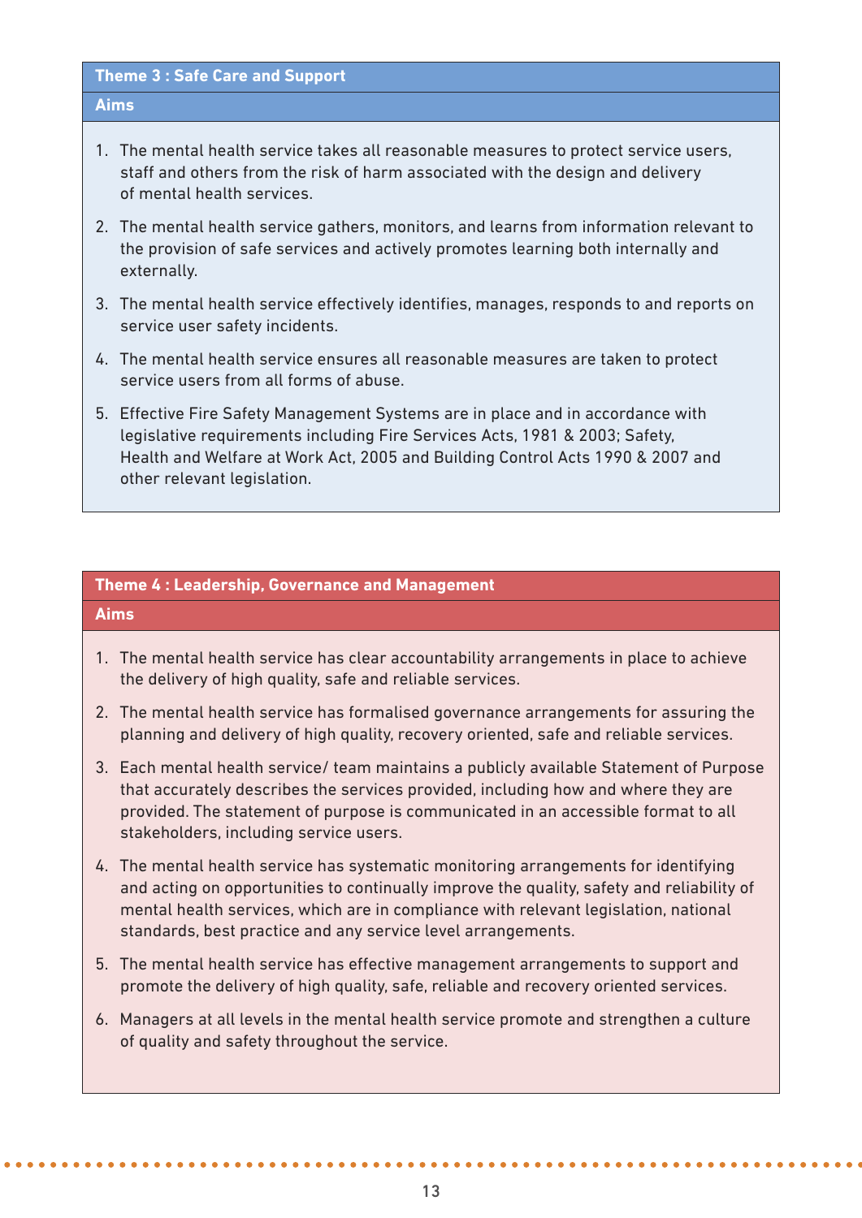## Theme 3 : Safe Care and Support

### Aims

1. The mental health service takes all reasonable measures to protect service users, staff and others from the risk of harm associated with the design and delivery of mental health services.
2. The mental health service gathers, monitors, and learns from information relevant to the provision of safe services and actively promotes learning both internally and externally.
3. The mental health service effectively identifies, manages, responds to and reports on service user safety incidents.
4. The mental health service ensures all reasonable measures are taken to protect service users from all forms of abuse.
5. Effective Fire Safety Management Systems are in place and in accordance with legislative requirements including Fire Services Acts, 1981 & 2003; Safety, Health and Welfare at Work Act, 2005 and Building Control Acts 1990 & 2007 and other relevant legislation.

## Theme 4 : Leadership, Governance and Management

### Aims

1. The mental health service has clear accountability arrangements in place to achieve the delivery of high quality, safe and reliable services.
2. The mental health service has formalised governance arrangements for assuring the planning and delivery of high quality, recovery oriented, safe and reliable services.
3. Each mental health service/ team maintains a publicly available Statement of Purpose that accurately describes the services provided, including how and where they are provided. The statement of purpose is communicated in an accessible format to all stakeholders, including service users.
4. The mental health service has systematic monitoring arrangements for identifying and acting on opportunities to continually improve the quality, safety and reliability of mental health services, which are in compliance with relevant legislation, national standards, best practice and any service level arrangements.
5. The mental health service has effective management arrangements to support and promote the delivery of high quality, safe, reliable and recovery oriented services.
6. Managers at all levels in the mental health service promote and strengthen a culture of quality and safety throughout the service.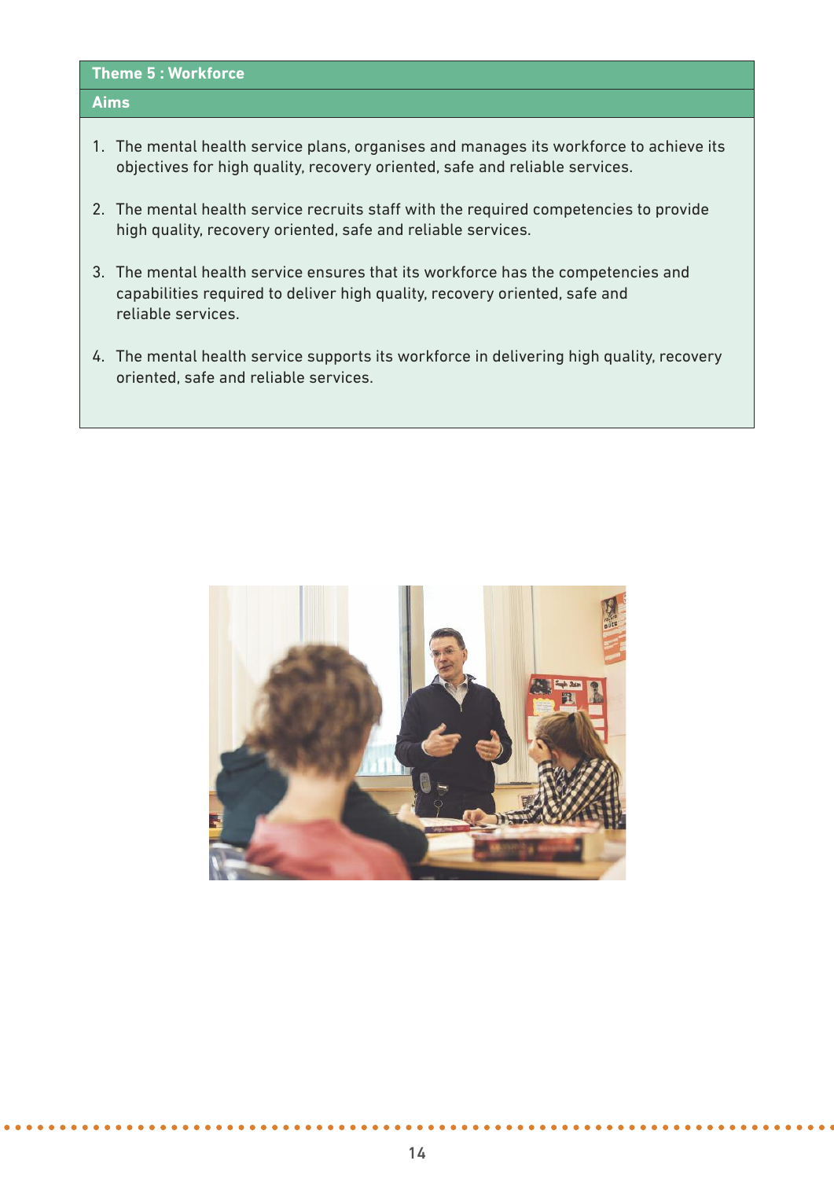## Theme 5 : Workforce

### Aims

1. The mental health service plans, organises and manages its workforce to achieve its objectives for high quality, recovery oriented, safe and reliable services.
2. The mental health service recruits staff with the required competencies to provide high quality, recovery oriented, safe and reliable services.
3. The mental health service ensures that its workforce has the competencies and capabilities required to deliver high quality, recovery oriented, safe and reliable services.
4. The mental health service supports its workforce in delivering high quality, recovery oriented, safe and reliable services.